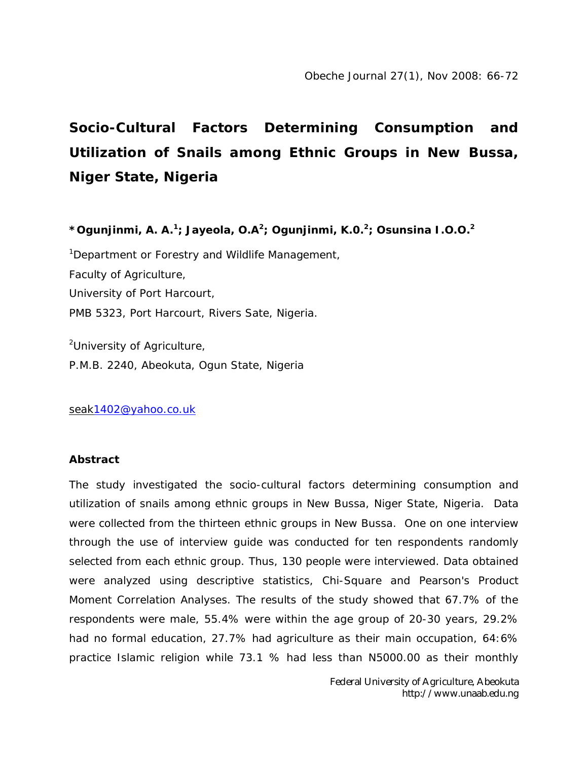# Socio-Cultural Factors Determining Consumption and Utilization of Snails among Ethnic Groups in New Bussa, Niger State, Nigeria

**\*Ogunjinmi, A. A.[1]; Jayeola, O.A[2]; Ogunjinmi, K.O.[2]; Osunsina I.O.O.[2]**

[1]Department or Forestry and Wildlife Management,
Faculty of Agriculture,
University of Port Harcourt,
PMB 5323, Port Harcourt, Rivers Sate, Nigeria.

[2]University of Agriculture,
P.M.B. 2240, Abeokuta, Ogun State, Nigeria

seak1402@yahoo.co.uk

**Abstract**

The study investigated the socio-cultural factors determining consumption and utilization of snails among ethnic groups in New Bussa, Niger State, Nigeria. Data were collected from the thirteen ethnic groups in New Bussa. One on one interview through the use of interview guide was conducted for ten respondents randomly selected from each ethnic group. Thus, 130 people were interviewed. Data obtained were analyzed using descriptive statistics, Chi-Square and Pearson's Product Moment Correlation Analyses. The results of the study showed that 67.7% of the respondents were male, 55.4% were within the age group of 20-30 years, 29.2% had no formal education, 27.7% had agriculture as their main occupation, 64:6% practice Islamic religion while 73.1 % had less than N5000.00 as their monthly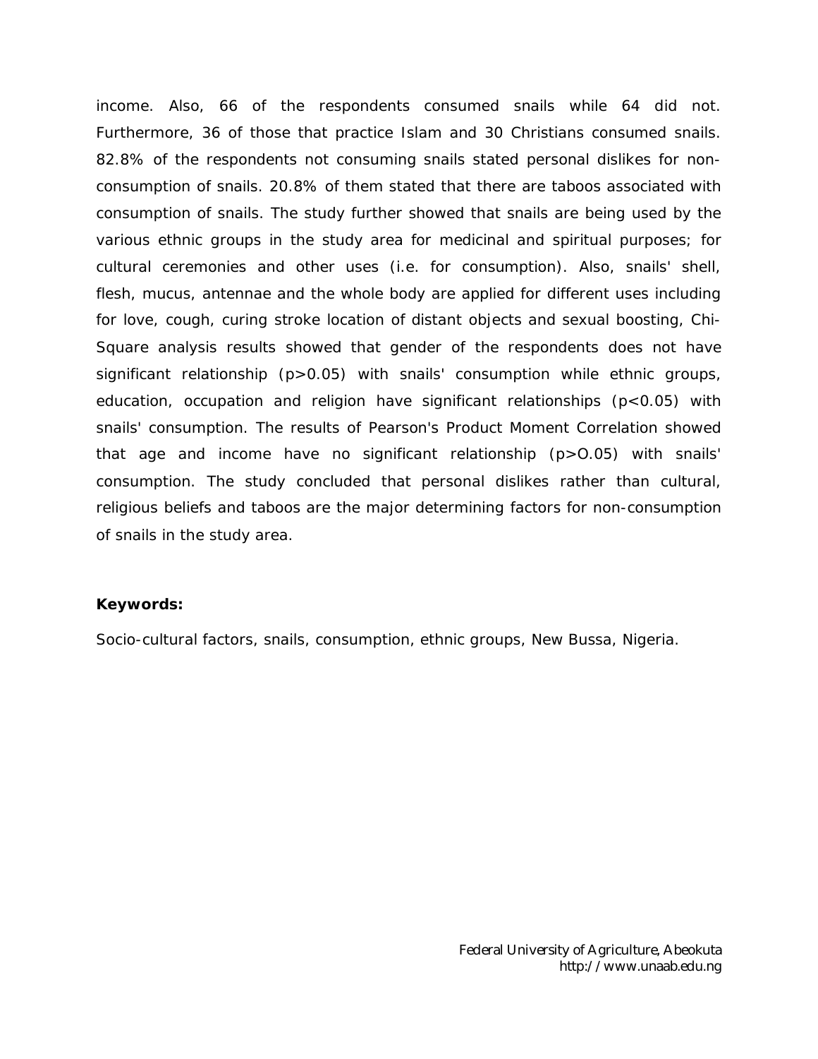income. Also, 66 of the respondents consumed snails while 64 did not. Furthermore, 36 of those that practice Islam and 30 Christians consumed snails. 82.8% of the respondents not consuming snails stated personal dislikes for non-consumption of snails. 20.8% of them stated that there are taboos associated with consumption of snails. The study further showed that snails are being used by the various ethnic groups in the study area for medicinal and spiritual purposes; for cultural ceremonies and other uses (i.e. for consumption). Also, snails' shell, flesh, mucus, antennae and the whole body are applied for different uses including for love, cough, curing stroke location of distant objects and sexual boosting, Chi-Square analysis results showed that gender of the respondents does not have significant relationship ($p>0.05$) with snails' consumption while ethnic groups, education, occupation and religion have significant relationships ($p<0.05$) with snails' consumption. The results of Pearson's Product Moment Correlation showed that age and income have no significant relationship ($p>O.05$) with snails' consumption. The study concluded that personal dislikes rather than cultural, religious beliefs and taboos are the major determining factors for non-consumption of snails in the study area.

**Keywords:**

Socio-cultural factors, snails, consumption, ethnic groups, New Bussa, Nigeria.